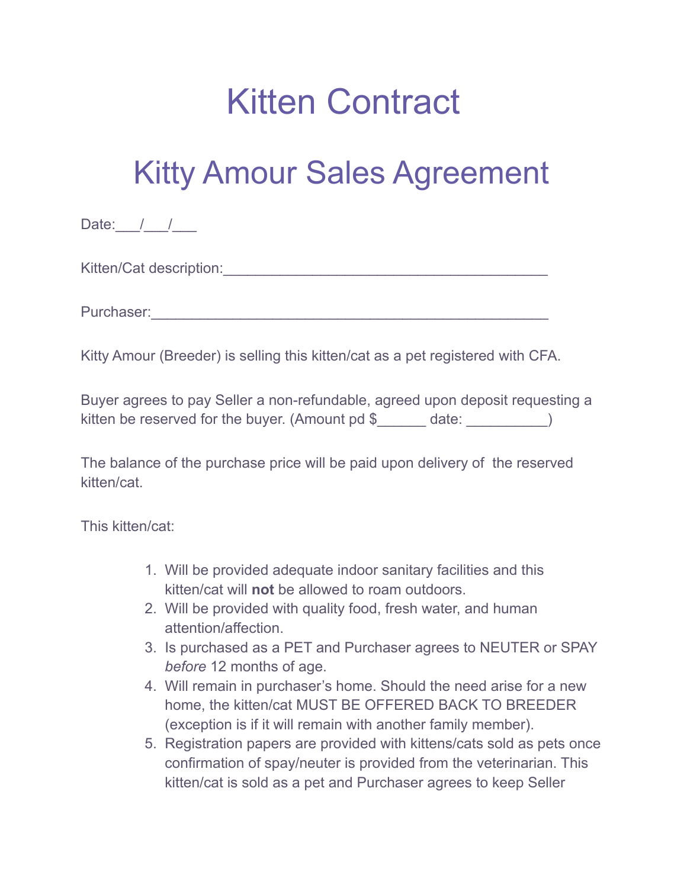# Kitten Contract

# Kitty Amour Sales Agreement

Date:___/___/___

Kitten/Cat description:_________________________________________

Purchaser:__________________________________________________

Kitty Amour (Breeder) is selling this kitten/cat as a pet registered with CFA.

Buyer agrees to pay Seller a non-refundable, agreed upon deposit requesting a kitten be reserved for the buyer. (Amount pd $______ date: __________)

The balance of the purchase price will be paid upon delivery of the reserved kitten/cat.

This kitten/cat:

1. Will be provided adequate indoor sanitary facilities and this kitten/cat will **not** be allowed to roam outdoors.
2. Will be provided with quality food, fresh water, and human attention/affection.
3. Is purchased as a PET and Purchaser agrees to NEUTER or SPAY *before* 12 months of age.
4. Will remain in purchaser's home. Should the need arise for a new home, the kitten/cat MUST BE OFFERED BACK TO BREEDER (exception is if it will remain with another family member).
5. Registration papers are provided with kittens/cats sold as pets once confirmation of spay/neuter is provided from the veterinarian. This kitten/cat is sold as a pet and Purchaser agrees to keep Seller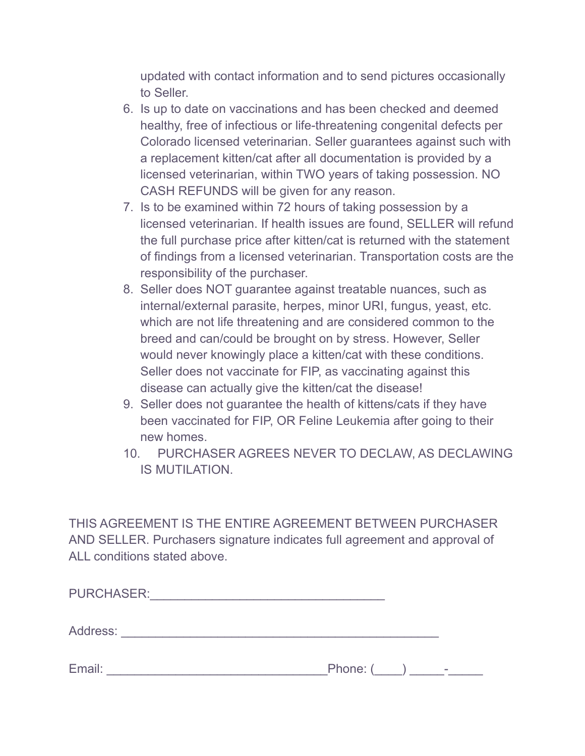updated with contact information and to send pictures occasionally to Seller.

6. Is up to date on vaccinations and has been checked and deemed healthy, free of infectious or life-threatening congenital defects per Colorado licensed veterinarian. Seller guarantees against such with a replacement kitten/cat after all documentation is provided by a licensed veterinarian, within TWO years of taking possession. NO CASH REFUNDS will be given for any reason.
7. Is to be examined within 72 hours of taking possession by a licensed veterinarian. If health issues are found, SELLER will refund the full purchase price after kitten/cat is returned with the statement of findings from a licensed veterinarian. Transportation costs are the responsibility of the purchaser.
8. Seller does NOT guarantee against treatable nuances, such as internal/external parasite, herpes, minor URI, fungus, yeast, etc. which are not life threatening and are considered common to the breed and can/could be brought on by stress. However, Seller would never knowingly place a kitten/cat with these conditions. Seller does not vaccinate for FIP, as vaccinating against this disease can actually give the kitten/cat the disease!
9. Seller does not guarantee the health of kittens/cats if they have been vaccinated for FIP, OR Feline Leukemia after going to their new homes.
10. PURCHASER AGREES NEVER TO DECLAW, AS DECLAWING IS MUTILATION.

THIS AGREEMENT IS THE ENTIRE AGREEMENT BETWEEN PURCHASER AND SELLER. Purchasers signature indicates full agreement and approval of ALL conditions stated above.

PURCHASER:__________________________________

Address: ______________________________________________

Email: ________________________________Phone: (____) _____-_____